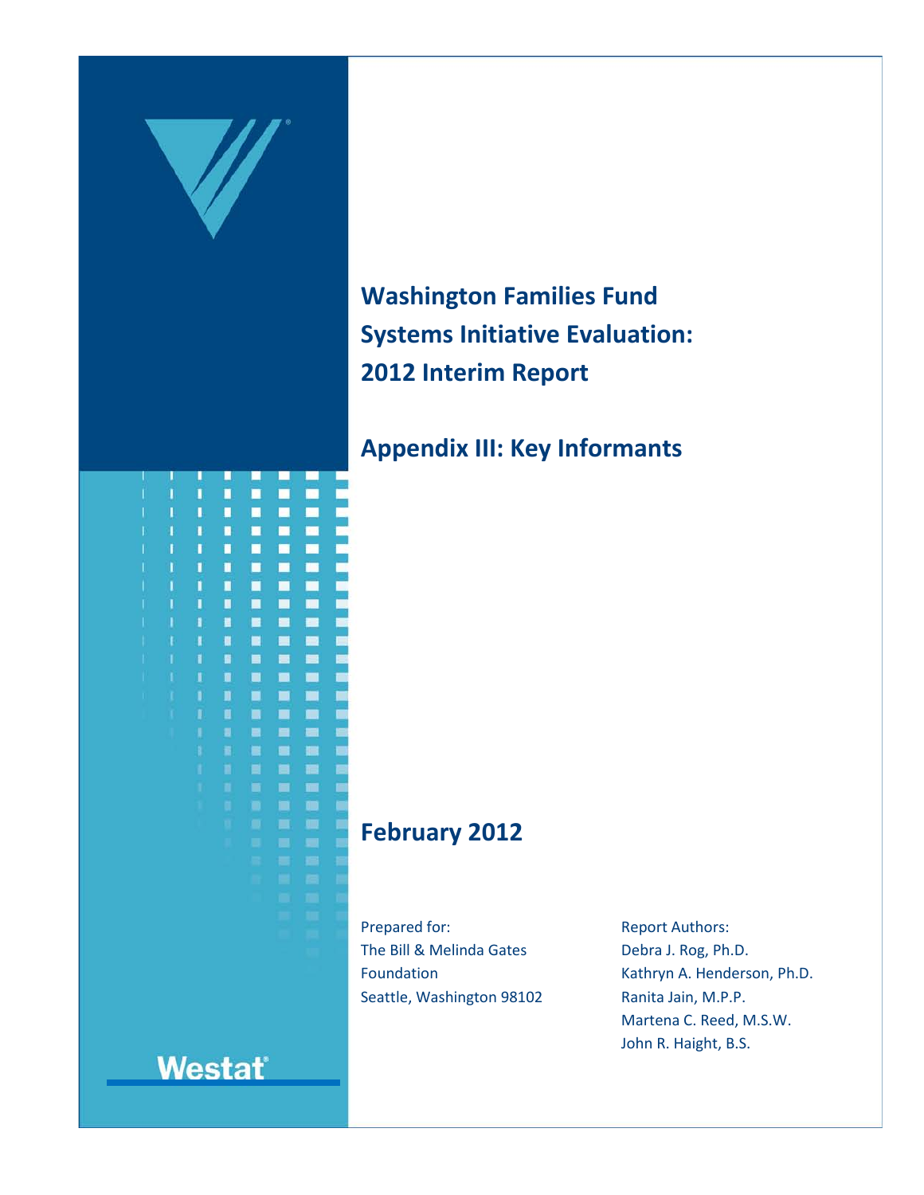# Washington Families Fund Systems Initiative Evaluation: 2012 Interim Report

## Appendix III: Key Informants

## February 2012

Prepared for:
The Bill & Melinda Gates Foundation
Seattle, Washington 98102

Report Authors:
Debra J. Rog, Ph.D.
Kathryn A. Henderson, Ph.D.
Ranita Jain, M.P.P.
Martena C. Reed, M.S.W.
John R. Haight, B.S.

Westat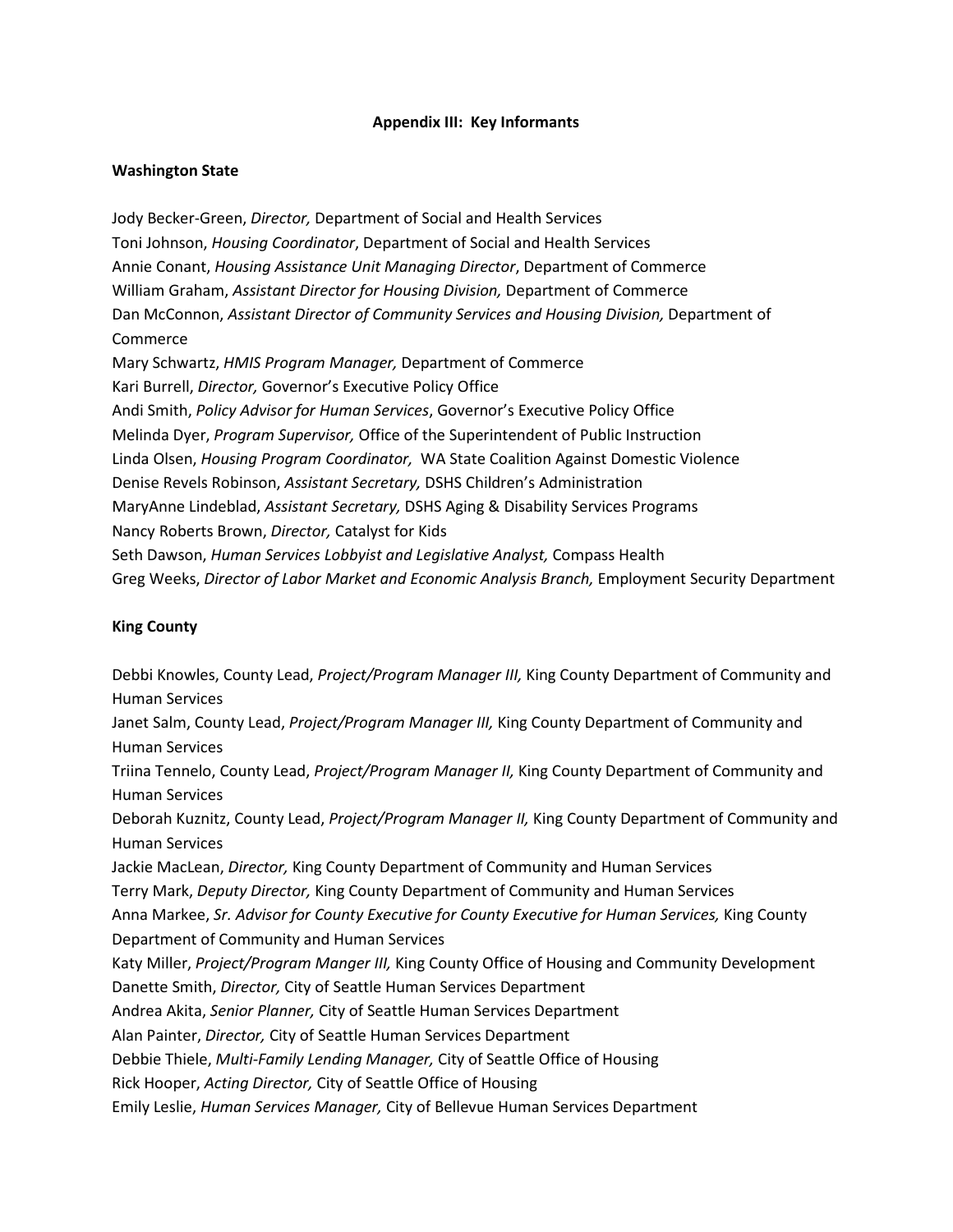## Appendix III: Key Informants

### Washington State

Jody Becker-Green, *Director,* Department of Social and Health Services
Toni Johnson, *Housing Coordinator*, Department of Social and Health Services
Annie Conant, *Housing Assistance Unit Managing Director*, Department of Commerce
William Graham, *Assistant Director for Housing Division,* Department of Commerce
Dan McConnon, *Assistant Director of Community Services and Housing Division,* Department of Commerce
Mary Schwartz, *HMIS Program Manager,* Department of Commerce
Kari Burrell, *Director,* Governor's Executive Policy Office
Andi Smith, *Policy Advisor for Human Services*, Governor's Executive Policy Office
Melinda Dyer, *Program Supervisor,* Office of the Superintendent of Public Instruction
Linda Olsen, *Housing Program Coordinator,* WA State Coalition Against Domestic Violence
Denise Revels Robinson, *Assistant Secretary,* DSHS Children's Administration
MaryAnne Lindeblad, *Assistant Secretary,* DSHS Aging & Disability Services Programs
Nancy Roberts Brown, *Director,* Catalyst for Kids
Seth Dawson, *Human Services Lobbyist and Legislative Analyst,* Compass Health
Greg Weeks, *Director of Labor Market and Economic Analysis Branch,* Employment Security Department

### King County

Debbi Knowles, County Lead, *Project/Program Manager III,* King County Department of Community and Human Services
Janet Salm, County Lead, *Project/Program Manager III,* King County Department of Community and Human Services
Triina Tennelo, County Lead, *Project/Program Manager II,* King County Department of Community and Human Services
Deborah Kuznitz, County Lead, *Project/Program Manager II,* King County Department of Community and Human Services
Jackie MacLean, *Director,* King County Department of Community and Human Services
Terry Mark, *Deputy Director,* King County Department of Community and Human Services
Anna Markee, *Sr. Advisor for County Executive for County Executive for Human Services,* King County Department of Community and Human Services
Katy Miller, *Project/Program Manger III,* King County Office of Housing and Community Development
Danette Smith, *Director,* City of Seattle Human Services Department
Andrea Akita, *Senior Planner,* City of Seattle Human Services Department
Alan Painter, *Director,* City of Seattle Human Services Department
Debbie Thiele, *Multi-Family Lending Manager,* City of Seattle Office of Housing
Rick Hooper, *Acting Director,* City of Seattle Office of Housing
Emily Leslie, *Human Services Manager,* City of Bellevue Human Services Department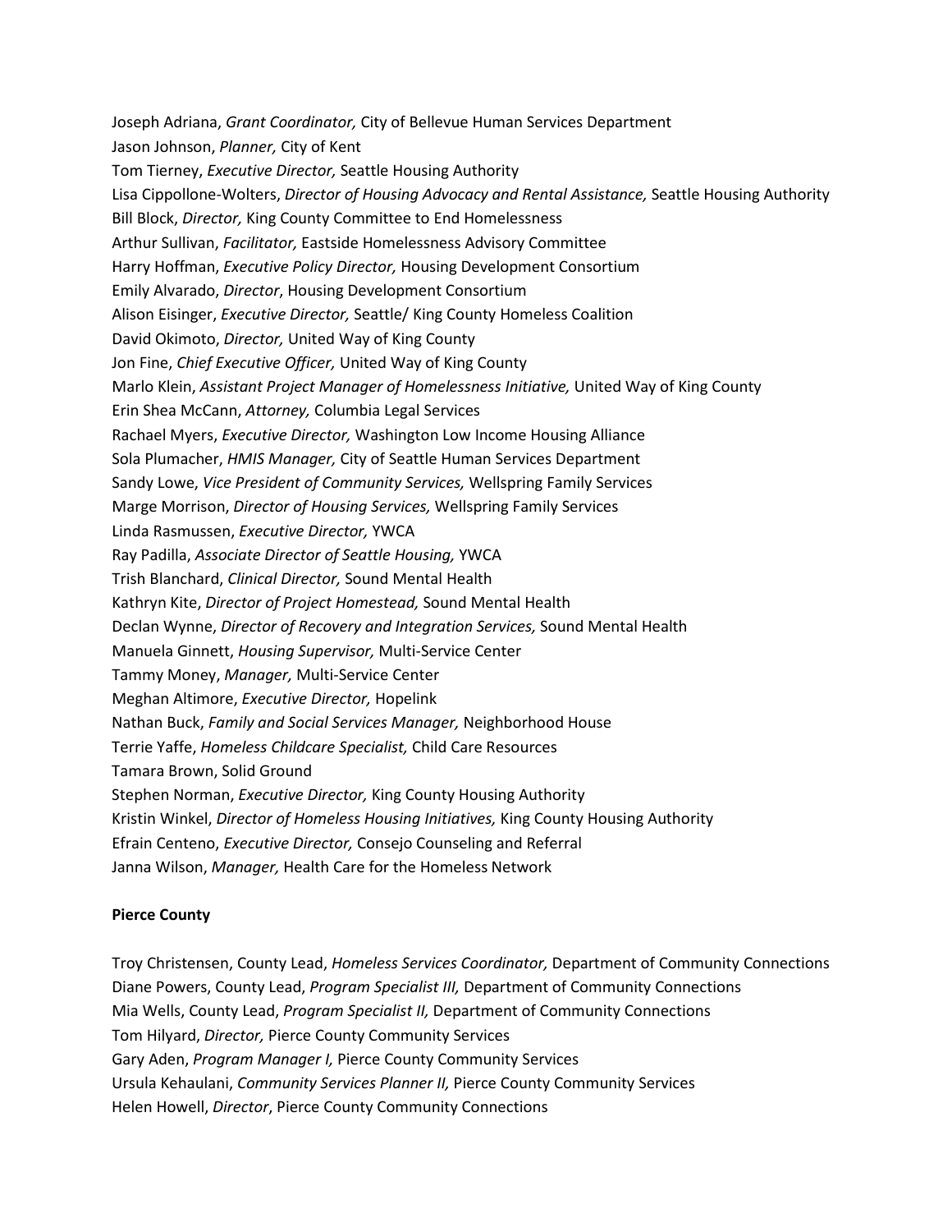Joseph Adriana, *Grant Coordinator,* City of Bellevue Human Services Department
Jason Johnson, *Planner,* City of Kent
Tom Tierney, *Executive Director,* Seattle Housing Authority
Lisa Cippollone-Wolters, *Director of Housing Advocacy and Rental Assistance,* Seattle Housing Authority
Bill Block, *Director,* King County Committee to End Homelessness
Arthur Sullivan, *Facilitator,* Eastside Homelessness Advisory Committee
Harry Hoffman, *Executive Policy Director,* Housing Development Consortium
Emily Alvarado, *Director*, Housing Development Consortium
Alison Eisinger, *Executive Director,* Seattle/ King County Homeless Coalition
David Okimoto, *Director,* United Way of King County
Jon Fine, *Chief Executive Officer,* United Way of King County
Marlo Klein, *Assistant Project Manager of Homelessness Initiative,* United Way of King County
Erin Shea McCann, *Attorney,* Columbia Legal Services
Rachael Myers, *Executive Director,* Washington Low Income Housing Alliance
Sola Plumacher, *HMIS Manager,* City of Seattle Human Services Department
Sandy Lowe, *Vice President of Community Services,* Wellspring Family Services
Marge Morrison, *Director of Housing Services,* Wellspring Family Services
Linda Rasmussen, *Executive Director,* YWCA
Ray Padilla, *Associate Director of Seattle Housing,* YWCA
Trish Blanchard, *Clinical Director,* Sound Mental Health
Kathryn Kite, *Director of Project Homestead,* Sound Mental Health
Declan Wynne, *Director of Recovery and Integration Services,* Sound Mental Health
Manuela Ginnett, *Housing Supervisor,* Multi-Service Center
Tammy Money, *Manager,* Multi-Service Center
Meghan Altimore, *Executive Director,* Hopelink
Nathan Buck, *Family and Social Services Manager,* Neighborhood House
Terrie Yaffe, *Homeless Childcare Specialist,* Child Care Resources
Tamara Brown, Solid Ground
Stephen Norman, *Executive Director,* King County Housing Authority
Kristin Winkel, *Director of Homeless Housing Initiatives,* King County Housing Authority
Efrain Centeno, *Executive Director,* Consejo Counseling and Referral
Janna Wilson, *Manager,* Health Care for the Homeless Network

**Pierce County**

Troy Christensen, County Lead, *Homeless Services Coordinator,* Department of Community Connections
Diane Powers, County Lead, *Program Specialist III,* Department of Community Connections
Mia Wells, County Lead, *Program Specialist II,* Department of Community Connections
Tom Hilyard, *Director,* Pierce County Community Services
Gary Aden, *Program Manager I,* Pierce County Community Services
Ursula Kehaulani, *Community Services Planner II,* Pierce County Community Services
Helen Howell, *Director*, Pierce County Community Connections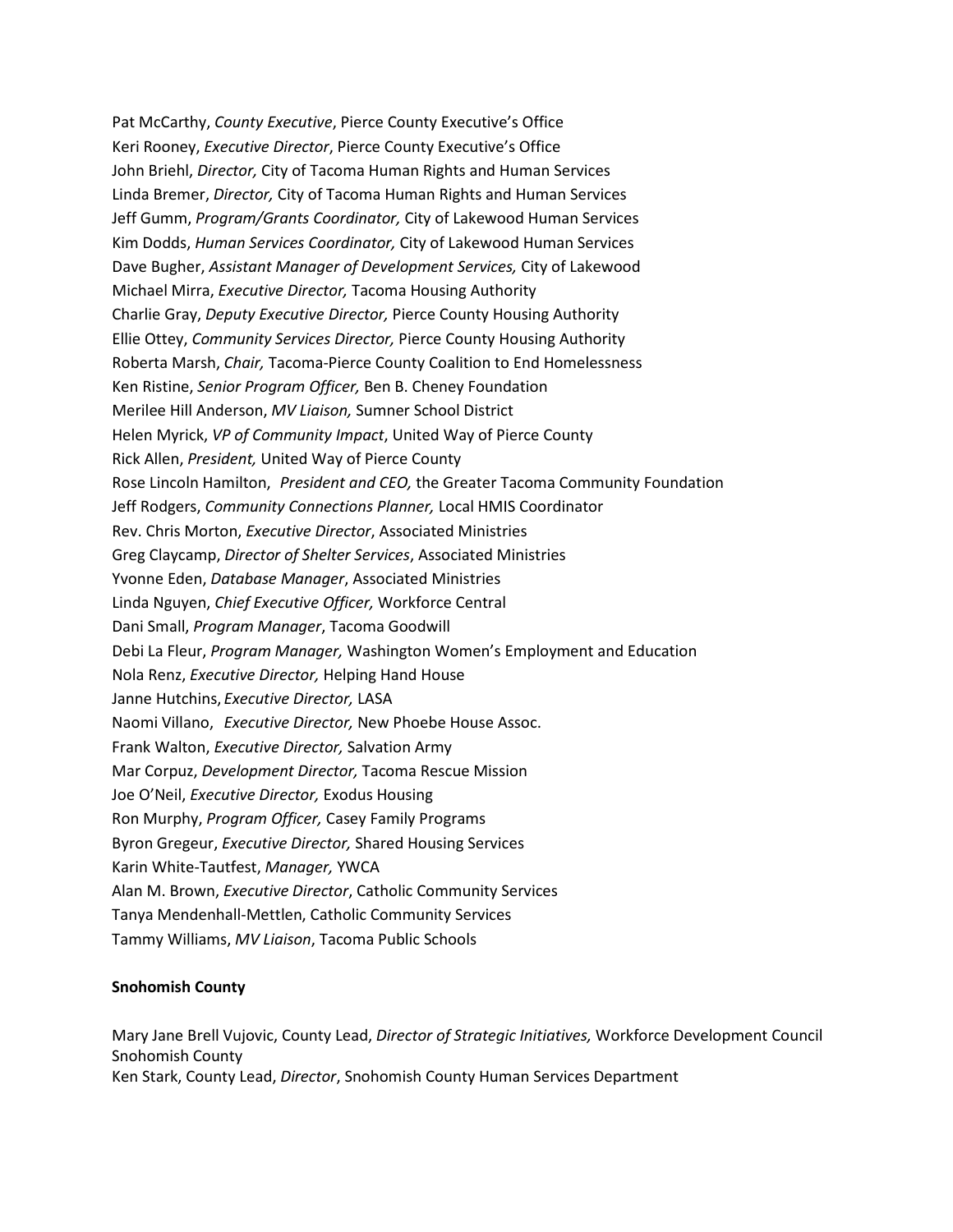Pat McCarthy, *County Executive*, Pierce County Executive's Office
Keri Rooney, *Executive Director*, Pierce County Executive's Office
John Briehl, *Director,* City of Tacoma Human Rights and Human Services
Linda Bremer, *Director,* City of Tacoma Human Rights and Human Services
Jeff Gumm, *Program/Grants Coordinator,* City of Lakewood Human Services
Kim Dodds, *Human Services Coordinator,* City of Lakewood Human Services
Dave Bugher, *Assistant Manager of Development Services,* City of Lakewood
Michael Mirra, *Executive Director,* Tacoma Housing Authority
Charlie Gray, *Deputy Executive Director,* Pierce County Housing Authority
Ellie Ottey, *Community Services Director,* Pierce County Housing Authority
Roberta Marsh, *Chair,* Tacoma-Pierce County Coalition to End Homelessness
Ken Ristine, *Senior Program Officer,* Ben B. Cheney Foundation
Merilee Hill Anderson, *MV Liaison,* Sumner School District
Helen Myrick, *VP of Community Impact*, United Way of Pierce County
Rick Allen, *President,* United Way of Pierce County
Rose Lincoln Hamilton, *President and CEO,* the Greater Tacoma Community Foundation
Jeff Rodgers, *Community Connections Planner,* Local HMIS Coordinator
Rev. Chris Morton, *Executive Director*, Associated Ministries
Greg Claycamp, *Director of Shelter Services*, Associated Ministries
Yvonne Eden, *Database Manager*, Associated Ministries
Linda Nguyen, *Chief Executive Officer,* Workforce Central
Dani Small, *Program Manager*, Tacoma Goodwill
Debi La Fleur, *Program Manager,* Washington Women's Employment and Education
Nola Renz, *Executive Director,* Helping Hand House
Janne Hutchins, *Executive Director,* LASA
Naomi Villano, *Executive Director,* New Phoebe House Assoc.
Frank Walton, *Executive Director,* Salvation Army
Mar Corpuz, *Development Director,* Tacoma Rescue Mission
Joe O'Neil, *Executive Director,* Exodus Housing
Ron Murphy, *Program Officer,* Casey Family Programs
Byron Gregeur, *Executive Director,* Shared Housing Services
Karin White-Tautfest, *Manager,* YWCA
Alan M. Brown, *Executive Director*, Catholic Community Services
Tanya Mendenhall-Mettlen, Catholic Community Services
Tammy Williams, *MV Liaison*, Tacoma Public Schools

**Snohomish County**

Mary Jane Brell Vujovic, County Lead, *Director of Strategic Initiatives,* Workforce Development Council Snohomish County
Ken Stark, County Lead, *Director*, Snohomish County Human Services Department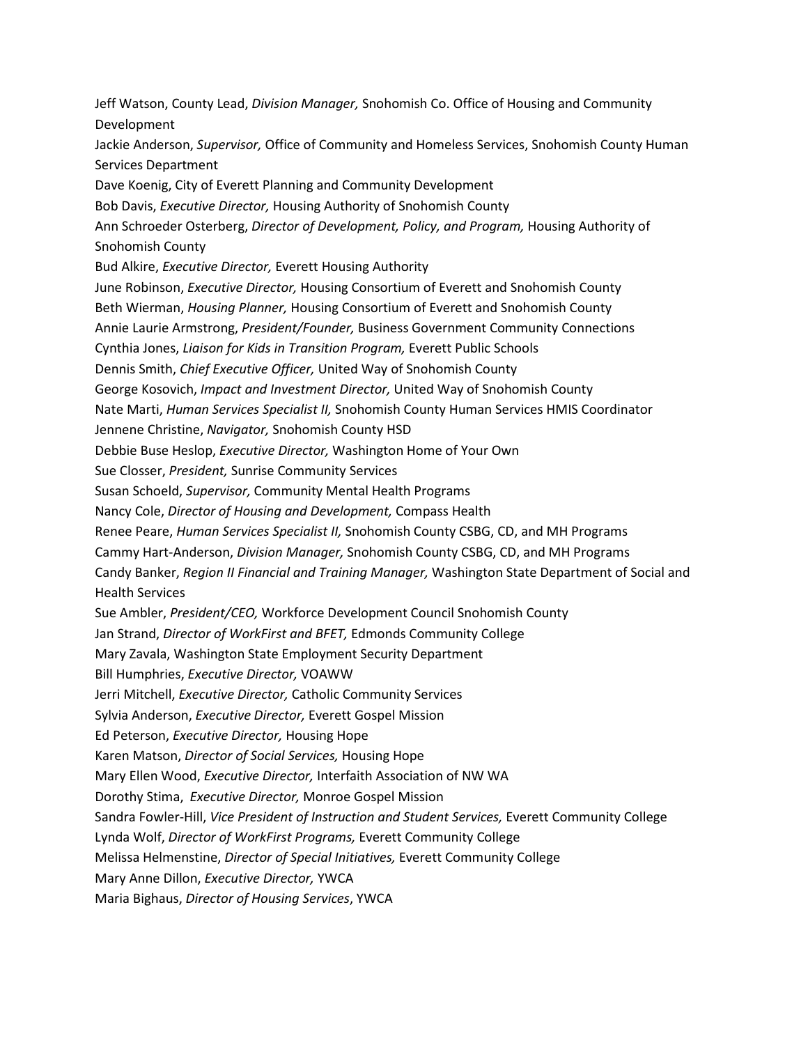Jeff Watson, County Lead, *Division Manager,* Snohomish Co. Office of Housing and Community Development

Jackie Anderson, *Supervisor,* Office of Community and Homeless Services, Snohomish County Human Services Department

Dave Koenig, City of Everett Planning and Community Development

Bob Davis, *Executive Director,* Housing Authority of Snohomish County

Ann Schroeder Osterberg, *Director of Development, Policy, and Program,* Housing Authority of Snohomish County

Bud Alkire, *Executive Director,* Everett Housing Authority

June Robinson, *Executive Director,* Housing Consortium of Everett and Snohomish County

Beth Wierman, *Housing Planner,* Housing Consortium of Everett and Snohomish County

Annie Laurie Armstrong, *President/Founder,* Business Government Community Connections

Cynthia Jones, *Liaison for Kids in Transition Program,* Everett Public Schools

Dennis Smith, *Chief Executive Officer,* United Way of Snohomish County

George Kosovich, *Impact and Investment Director,* United Way of Snohomish County

Nate Marti, *Human Services Specialist II,* Snohomish County Human Services HMIS Coordinator

Jennene Christine, *Navigator,* Snohomish County HSD

Debbie Buse Heslop, *Executive Director,* Washington Home of Your Own

Sue Closser, *President,* Sunrise Community Services

Susan Schoeld, *Supervisor,* Community Mental Health Programs

Nancy Cole, *Director of Housing and Development,* Compass Health

Renee Peare, *Human Services Specialist II,* Snohomish County CSBG, CD, and MH Programs

Cammy Hart-Anderson, *Division Manager,* Snohomish County CSBG, CD, and MH Programs

Candy Banker, *Region II Financial and Training Manager,* Washington State Department of Social and Health Services

Sue Ambler, *President/CEO,* Workforce Development Council Snohomish County

Jan Strand, *Director of WorkFirst and BFET,* Edmonds Community College

Mary Zavala, Washington State Employment Security Department

Bill Humphries, *Executive Director,* VOAWW

Jerri Mitchell, *Executive Director,* Catholic Community Services

Sylvia Anderson, *Executive Director,* Everett Gospel Mission

Ed Peterson, *Executive Director,* Housing Hope

Karen Matson, *Director of Social Services,* Housing Hope

Mary Ellen Wood, *Executive Director,* Interfaith Association of NW WA

Dorothy Stima, *Executive Director,* Monroe Gospel Mission

Sandra Fowler-Hill, *Vice President of Instruction and Student Services,* Everett Community College

Lynda Wolf, *Director of WorkFirst Programs,* Everett Community College

Melissa Helmenstine, *Director of Special Initiatives,* Everett Community College

Mary Anne Dillon, *Executive Director,* YWCA

Maria Bighaus, *Director of Housing Services*, YWCA